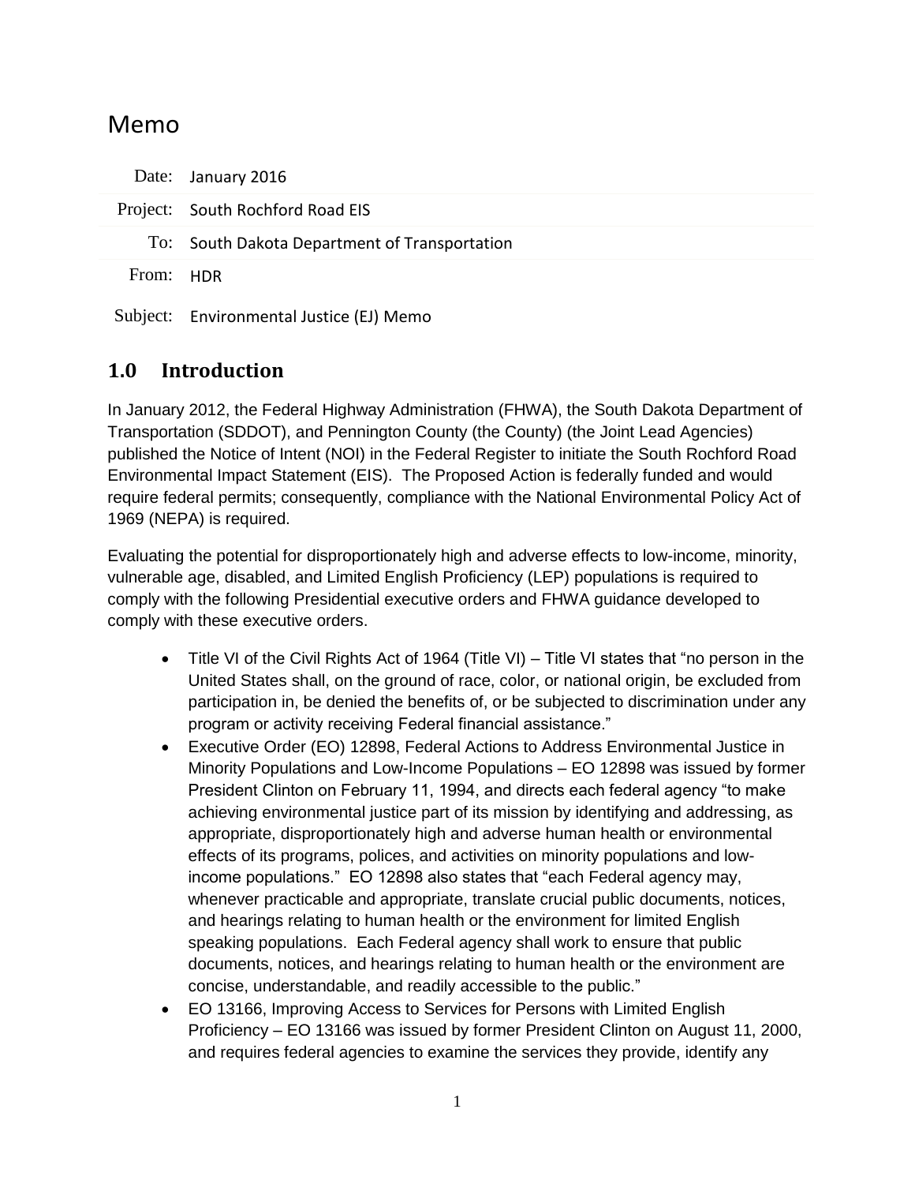# Memo

| | |
|---|---|
| Date: | January 2016 |
| Project: | South Rochford Road EIS |
| To: | South Dakota Department of Transportation |
| From: | HDR |
| Subject: | Environmental Justice (EJ) Memo |

## 1.0 Introduction

In January 2012, the Federal Highway Administration (FHWA), the South Dakota Department of Transportation (SDDOT), and Pennington County (the County) (the Joint Lead Agencies) published the Notice of Intent (NOI) in the Federal Register to initiate the South Rochford Road Environmental Impact Statement (EIS). The Proposed Action is federally funded and would require federal permits; consequently, compliance with the National Environmental Policy Act of 1969 (NEPA) is required.

Evaluating the potential for disproportionately high and adverse effects to low-income, minority, vulnerable age, disabled, and Limited English Proficiency (LEP) populations is required to comply with the following Presidential executive orders and FHWA guidance developed to comply with these executive orders.

- Title VI of the Civil Rights Act of 1964 (Title VI) – Title VI states that "no person in the United States shall, on the ground of race, color, or national origin, be excluded from participation in, be denied the benefits of, or be subjected to discrimination under any program or activity receiving Federal financial assistance."
- Executive Order (EO) 12898, Federal Actions to Address Environmental Justice in Minority Populations and Low-Income Populations – EO 12898 was issued by former President Clinton on February 11, 1994, and directs each federal agency "to make achieving environmental justice part of its mission by identifying and addressing, as appropriate, disproportionately high and adverse human health or environmental effects of its programs, polices, and activities on minority populations and low-income populations." EO 12898 also states that "each Federal agency may, whenever practicable and appropriate, translate crucial public documents, notices, and hearings relating to human health or the environment for limited English speaking populations. Each Federal agency shall work to ensure that public documents, notices, and hearings relating to human health or the environment are concise, understandable, and readily accessible to the public."
- EO 13166, Improving Access to Services for Persons with Limited English Proficiency – EO 13166 was issued by former President Clinton on August 11, 2000, and requires federal agencies to examine the services they provide, identify any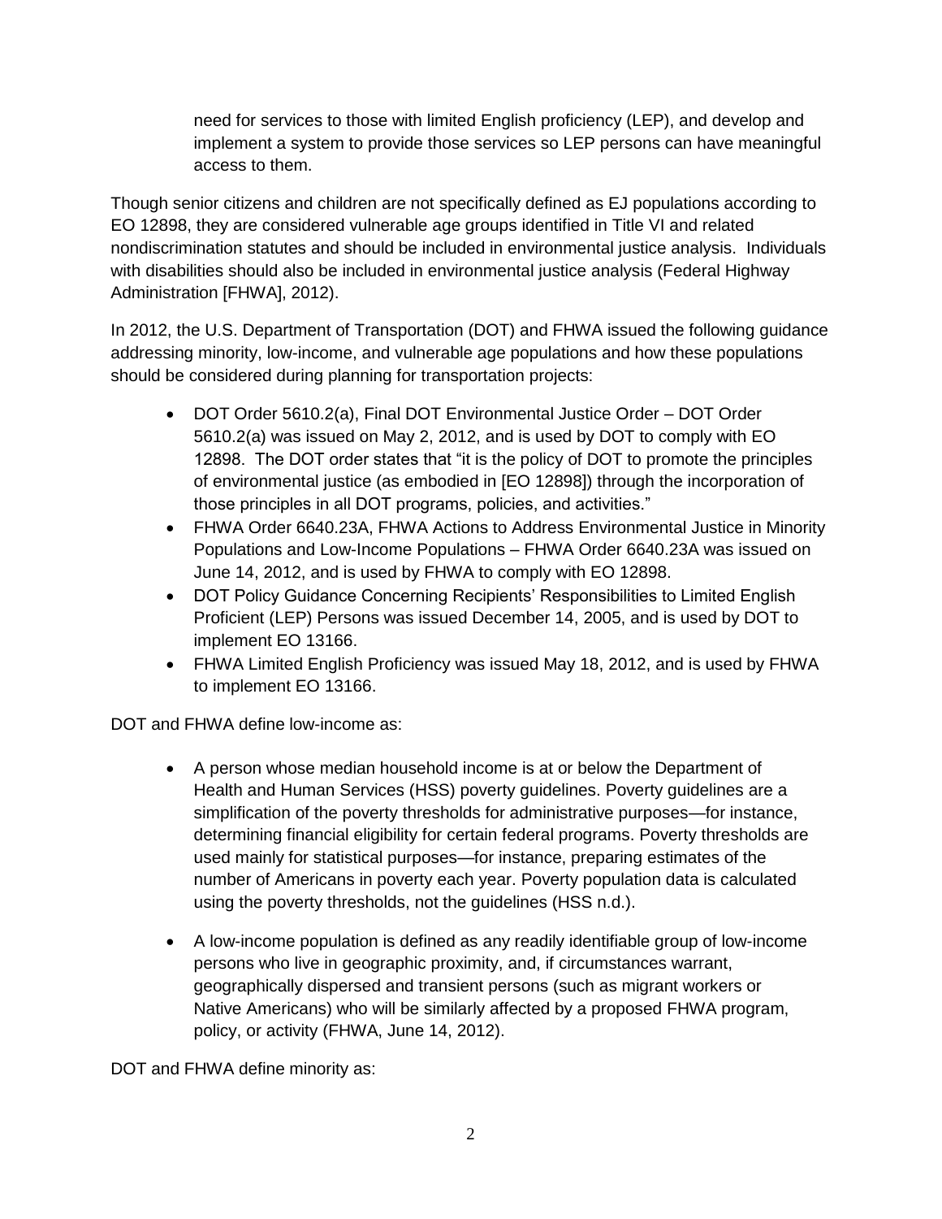need for services to those with limited English proficiency (LEP), and develop and implement a system to provide those services so LEP persons can have meaningful access to them.

Though senior citizens and children are not specifically defined as EJ populations according to EO 12898, they are considered vulnerable age groups identified in Title VI and related nondiscrimination statutes and should be included in environmental justice analysis. Individuals with disabilities should also be included in environmental justice analysis (Federal Highway Administration [FHWA], 2012).

In 2012, the U.S. Department of Transportation (DOT) and FHWA issued the following guidance addressing minority, low-income, and vulnerable age populations and how these populations should be considered during planning for transportation projects:

- DOT Order 5610.2(a), Final DOT Environmental Justice Order – DOT Order 5610.2(a) was issued on May 2, 2012, and is used by DOT to comply with EO 12898. The DOT order states that "it is the policy of DOT to promote the principles of environmental justice (as embodied in [EO 12898]) through the incorporation of those principles in all DOT programs, policies, and activities."
- FHWA Order 6640.23A, FHWA Actions to Address Environmental Justice in Minority Populations and Low-Income Populations – FHWA Order 6640.23A was issued on June 14, 2012, and is used by FHWA to comply with EO 12898.
- DOT Policy Guidance Concerning Recipients' Responsibilities to Limited English Proficient (LEP) Persons was issued December 14, 2005, and is used by DOT to implement EO 13166.
- FHWA Limited English Proficiency was issued May 18, 2012, and is used by FHWA to implement EO 13166.

DOT and FHWA define low-income as:

- A person whose median household income is at or below the Department of Health and Human Services (HSS) poverty guidelines. Poverty guidelines are a simplification of the poverty thresholds for administrative purposes—for instance, determining financial eligibility for certain federal programs. Poverty thresholds are used mainly for statistical purposes—for instance, preparing estimates of the number of Americans in poverty each year. Poverty population data is calculated using the poverty thresholds, not the guidelines (HSS n.d.).

- A low-income population is defined as any readily identifiable group of low-income persons who live in geographic proximity, and, if circumstances warrant, geographically dispersed and transient persons (such as migrant workers or Native Americans) who will be similarly affected by a proposed FHWA program, policy, or activity (FHWA, June 14, 2012).

DOT and FHWA define minority as: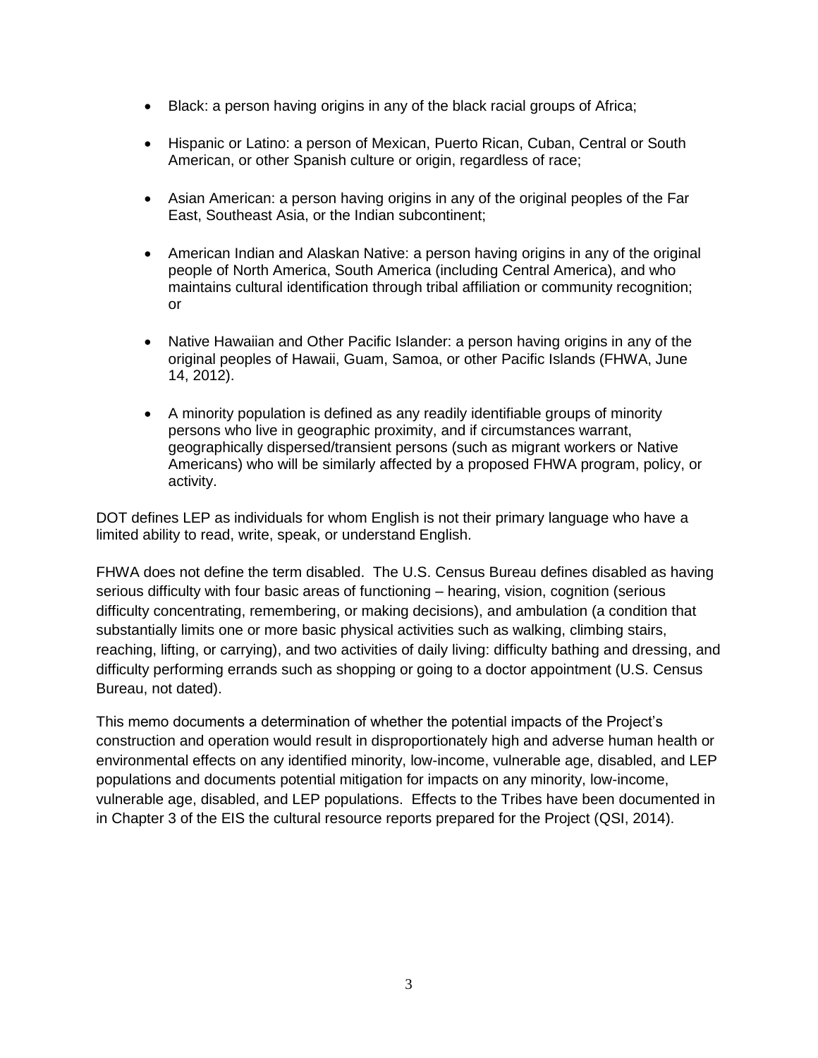- Black: a person having origins in any of the black racial groups of Africa;
- Hispanic or Latino: a person of Mexican, Puerto Rican, Cuban, Central or South American, or other Spanish culture or origin, regardless of race;
- Asian American: a person having origins in any of the original peoples of the Far East, Southeast Asia, or the Indian subcontinent;
- American Indian and Alaskan Native: a person having origins in any of the original people of North America, South America (including Central America), and who maintains cultural identification through tribal affiliation or community recognition; or
- Native Hawaiian and Other Pacific Islander: a person having origins in any of the original peoples of Hawaii, Guam, Samoa, or other Pacific Islands (FHWA, June 14, 2012).
- A minority population is defined as any readily identifiable groups of minority persons who live in geographic proximity, and if circumstances warrant, geographically dispersed/transient persons (such as migrant workers or Native Americans) who will be similarly affected by a proposed FHWA program, policy, or activity.

DOT defines LEP as individuals for whom English is not their primary language who have a limited ability to read, write, speak, or understand English.

FHWA does not define the term disabled. The U.S. Census Bureau defines disabled as having serious difficulty with four basic areas of functioning – hearing, vision, cognition (serious difficulty concentrating, remembering, or making decisions), and ambulation (a condition that substantially limits one or more basic physical activities such as walking, climbing stairs, reaching, lifting, or carrying), and two activities of daily living: difficulty bathing and dressing, and difficulty performing errands such as shopping or going to a doctor appointment (U.S. Census Bureau, not dated).

This memo documents a determination of whether the potential impacts of the Project's construction and operation would result in disproportionately high and adverse human health or environmental effects on any identified minority, low-income, vulnerable age, disabled, and LEP populations and documents potential mitigation for impacts on any minority, low-income, vulnerable age, disabled, and LEP populations. Effects to the Tribes have been documented in in Chapter 3 of the EIS the cultural resource reports prepared for the Project (QSI, 2014).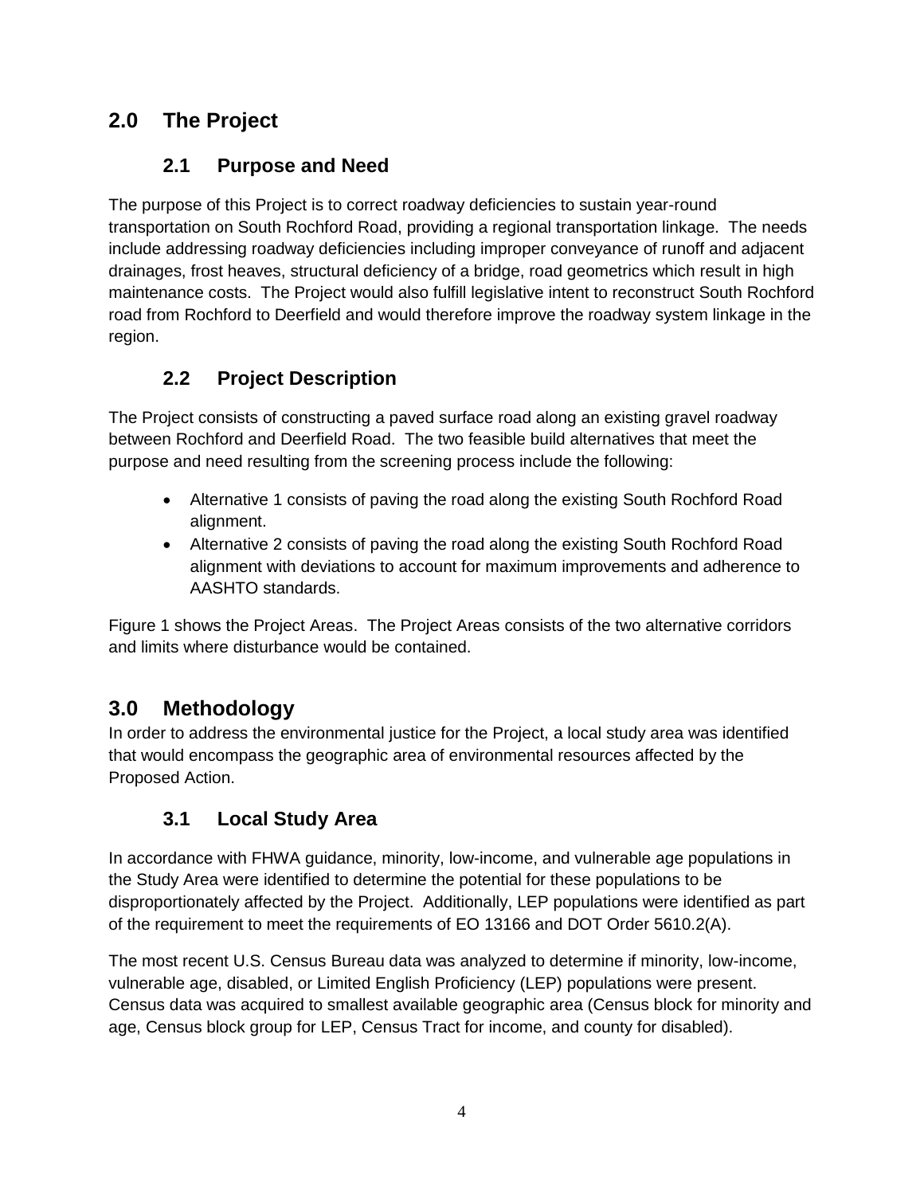# 2.0 The Project

## 2.1 Purpose and Need

The purpose of this Project is to correct roadway deficiencies to sustain year-round transportation on South Rochford Road, providing a regional transportation linkage. The needs include addressing roadway deficiencies including improper conveyance of runoff and adjacent drainages, frost heaves, structural deficiency of a bridge, road geometrics which result in high maintenance costs. The Project would also fulfill legislative intent to reconstruct South Rochford road from Rochford to Deerfield and would therefore improve the roadway system linkage in the region.

## 2.2 Project Description

The Project consists of constructing a paved surface road along an existing gravel roadway between Rochford and Deerfield Road. The two feasible build alternatives that meet the purpose and need resulting from the screening process include the following:

- Alternative 1 consists of paving the road along the existing South Rochford Road alignment.
- Alternative 2 consists of paving the road along the existing South Rochford Road alignment with deviations to account for maximum improvements and adherence to AASHTO standards.

Figure 1 shows the Project Areas. The Project Areas consists of the two alternative corridors and limits where disturbance would be contained.

# 3.0 Methodology

In order to address the environmental justice for the Project, a local study area was identified that would encompass the geographic area of environmental resources affected by the Proposed Action.

## 3.1 Local Study Area

In accordance with FHWA guidance, minority, low-income, and vulnerable age populations in the Study Area were identified to determine the potential for these populations to be disproportionately affected by the Project. Additionally, LEP populations were identified as part of the requirement to meet the requirements of EO 13166 and DOT Order 5610.2(A).

The most recent U.S. Census Bureau data was analyzed to determine if minority, low-income, vulnerable age, disabled, or Limited English Proficiency (LEP) populations were present. Census data was acquired to smallest available geographic area (Census block for minority and age, Census block group for LEP, Census Tract for income, and county for disabled).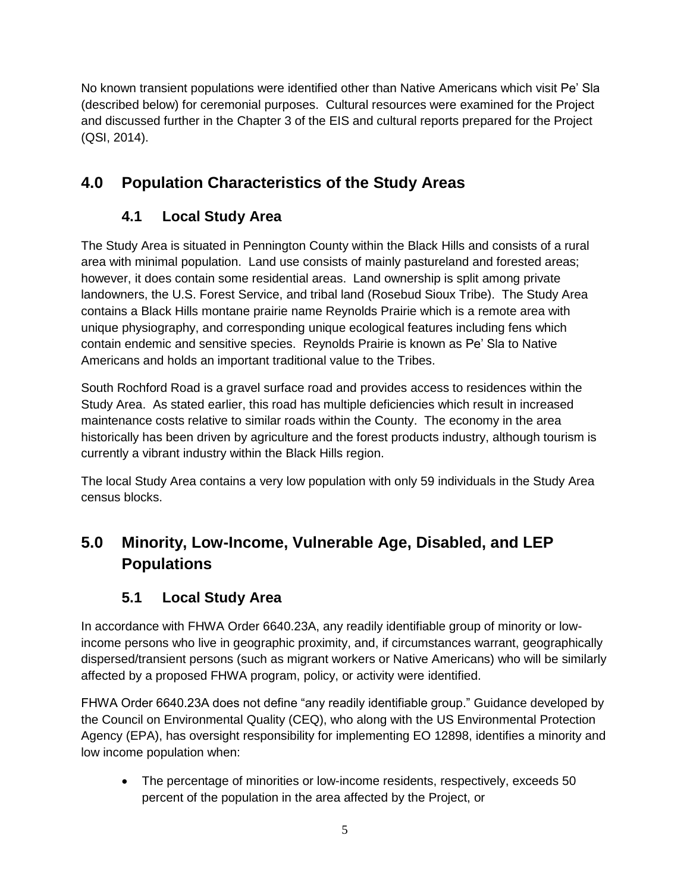No known transient populations were identified other than Native Americans which visit Pe' Sla (described below) for ceremonial purposes. Cultural resources were examined for the Project and discussed further in the Chapter 3 of the EIS and cultural reports prepared for the Project (QSI, 2014).

# 4.0 Population Characteristics of the Study Areas

## 4.1 Local Study Area

The Study Area is situated in Pennington County within the Black Hills and consists of a rural area with minimal population. Land use consists of mainly pastureland and forested areas; however, it does contain some residential areas. Land ownership is split among private landowners, the U.S. Forest Service, and tribal land (Rosebud Sioux Tribe). The Study Area contains a Black Hills montane prairie name Reynolds Prairie which is a remote area with unique physiography, and corresponding unique ecological features including fens which contain endemic and sensitive species. Reynolds Prairie is known as Pe' Sla to Native Americans and holds an important traditional value to the Tribes.

South Rochford Road is a gravel surface road and provides access to residences within the Study Area. As stated earlier, this road has multiple deficiencies which result in increased maintenance costs relative to similar roads within the County. The economy in the area historically has been driven by agriculture and the forest products industry, although tourism is currently a vibrant industry within the Black Hills region.

The local Study Area contains a very low population with only 59 individuals in the Study Area census blocks.

# 5.0 Minority, Low-Income, Vulnerable Age, Disabled, and LEP Populations

## 5.1 Local Study Area

In accordance with FHWA Order 6640.23A, any readily identifiable group of minority or low-income persons who live in geographic proximity, and, if circumstances warrant, geographically dispersed/transient persons (such as migrant workers or Native Americans) who will be similarly affected by a proposed FHWA program, policy, or activity were identified.

FHWA Order 6640.23A does not define "any readily identifiable group." Guidance developed by the Council on Environmental Quality (CEQ), who along with the US Environmental Protection Agency (EPA), has oversight responsibility for implementing EO 12898, identifies a minority and low income population when:

- The percentage of minorities or low-income residents, respectively, exceeds 50 percent of the population in the area affected by the Project, or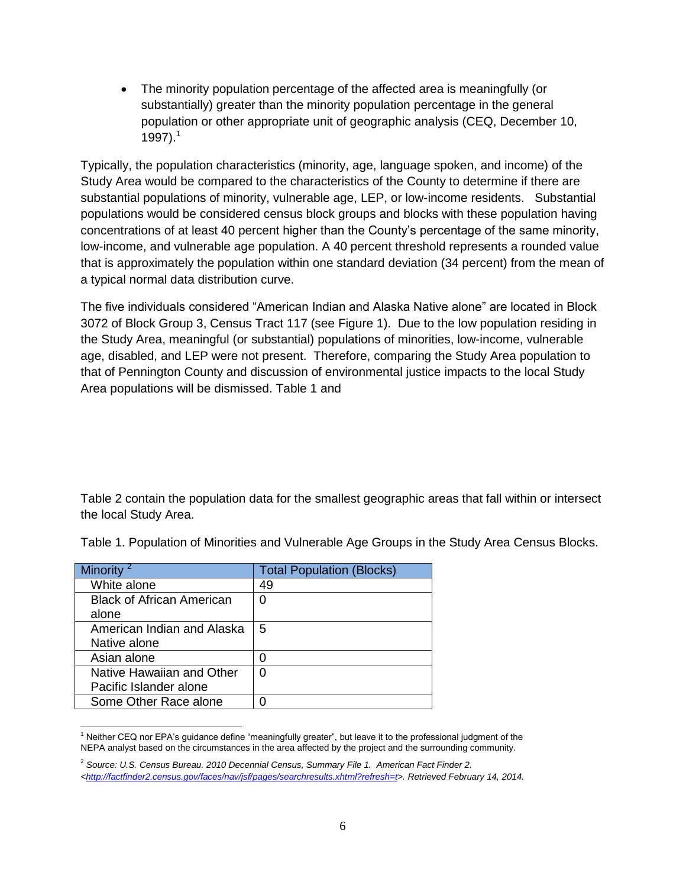- The minority population percentage of the affected area is meaningfully (or substantially) greater than the minority population percentage in the general population or other appropriate unit of geographic analysis (CEQ, December 10, 1997).[1]

Typically, the population characteristics (minority, age, language spoken, and income) of the Study Area would be compared to the characteristics of the County to determine if there are substantial populations of minority, vulnerable age, LEP, or low-income residents. Substantial populations would be considered census block groups and blocks with these population having concentrations of at least 40 percent higher than the County's percentage of the same minority, low-income, and vulnerable age population. A 40 percent threshold represents a rounded value that is approximately the population within one standard deviation (34 percent) from the mean of a typical normal data distribution curve.

The five individuals considered "American Indian and Alaska Native alone" are located in Block 3072 of Block Group 3, Census Tract 117 (see Figure 1). Due to the low population residing in the Study Area, meaningful (or substantial) populations of minorities, low-income, vulnerable age, disabled, and LEP were not present. Therefore, comparing the Study Area population to that of Pennington County and discussion of environmental justice impacts to the local Study Area populations will be dismissed. Table 1 and

Table 2 contain the population data for the smallest geographic areas that fall within or intersect the local Study Area.

Table 1. Population of Minorities and Vulnerable Age Groups in the Study Area Census Blocks.

| Minority [2] | Total Population (Blocks) |
|---|---|
| White alone | 49 |
| Black of African American alone | 0 |
| American Indian and Alaska Native alone | 5 |
| Asian alone | 0 |
| Native Hawaiian and Other Pacific Islander alone | 0 |
| Some Other Race alone | 0 |

[1] Neither CEQ nor EPA's guidance define "meaningfully greater", but leave it to the professional judgment of the NEPA analyst based on the circumstances in the area affected by the project and the surrounding community.

[2] *Source: U.S. Census Bureau. 2010 Decennial Census, Summary File 1. American Fact Finder 2. <http://factfinder2.census.gov/faces/nav/jsf/pages/searchresults.xhtml?refresh=t>. Retrieved February 14, 2014.*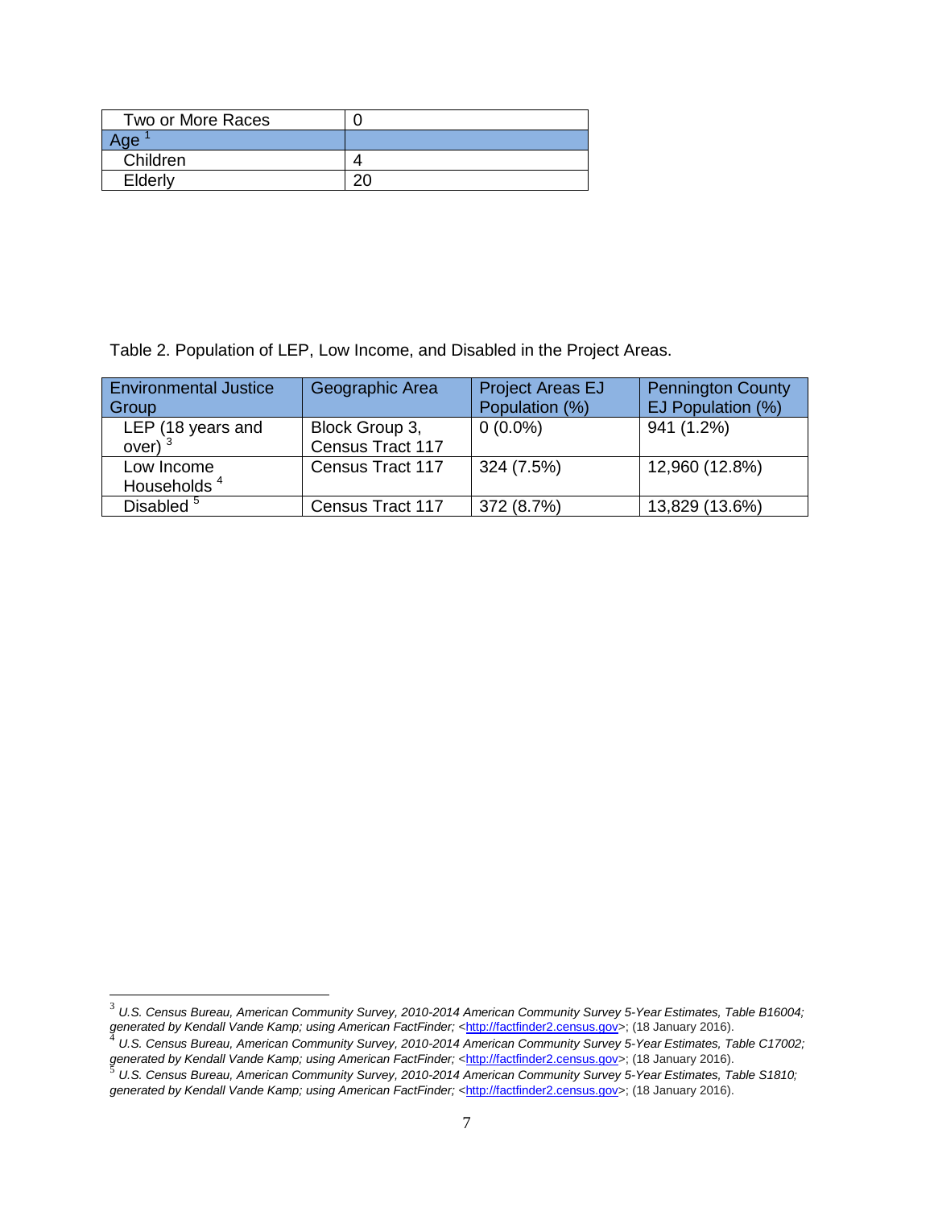| Two or More Races | 0 |
|---|---|
| Age [1] | |
| Children | 4 |
| Elderly | 20 |

Table 2. Population of LEP, Low Income, and Disabled in the Project Areas.

| Environmental Justice Group | Geographic Area | Project Areas EJ Population (%) | Pennington County EJ Population (%) |
|---|---|---|---|
| LEP (18 years and over) [3] | Block Group 3, Census Tract 117 | 0 (0.0%) | 941 (1.2%) |
| Low Income Households [4] | Census Tract 117 | 324 (7.5%) | 12,960 (12.8%) |
| Disabled [5] | Census Tract 117 | 372 (8.7%) | 13,829 (13.6%) |

[3] *U.S. Census Bureau, American Community Survey, 2010-2014 American Community Survey 5-Year Estimates, Table B16004; generated by Kendall Vande Kamp; using American FactFinder;* <http://factfinder2.census.gov>; (18 January 2016).

[4] *U.S. Census Bureau, American Community Survey, 2010-2014 American Community Survey 5-Year Estimates, Table C17002; generated by Kendall Vande Kamp; using American FactFinder;* <http://factfinder2.census.gov>; (18 January 2016).

[5] *U.S. Census Bureau, American Community Survey, 2010-2014 American Community Survey 5-Year Estimates, Table S1810; generated by Kendall Vande Kamp; using American FactFinder;* <http://factfinder2.census.gov>; (18 January 2016).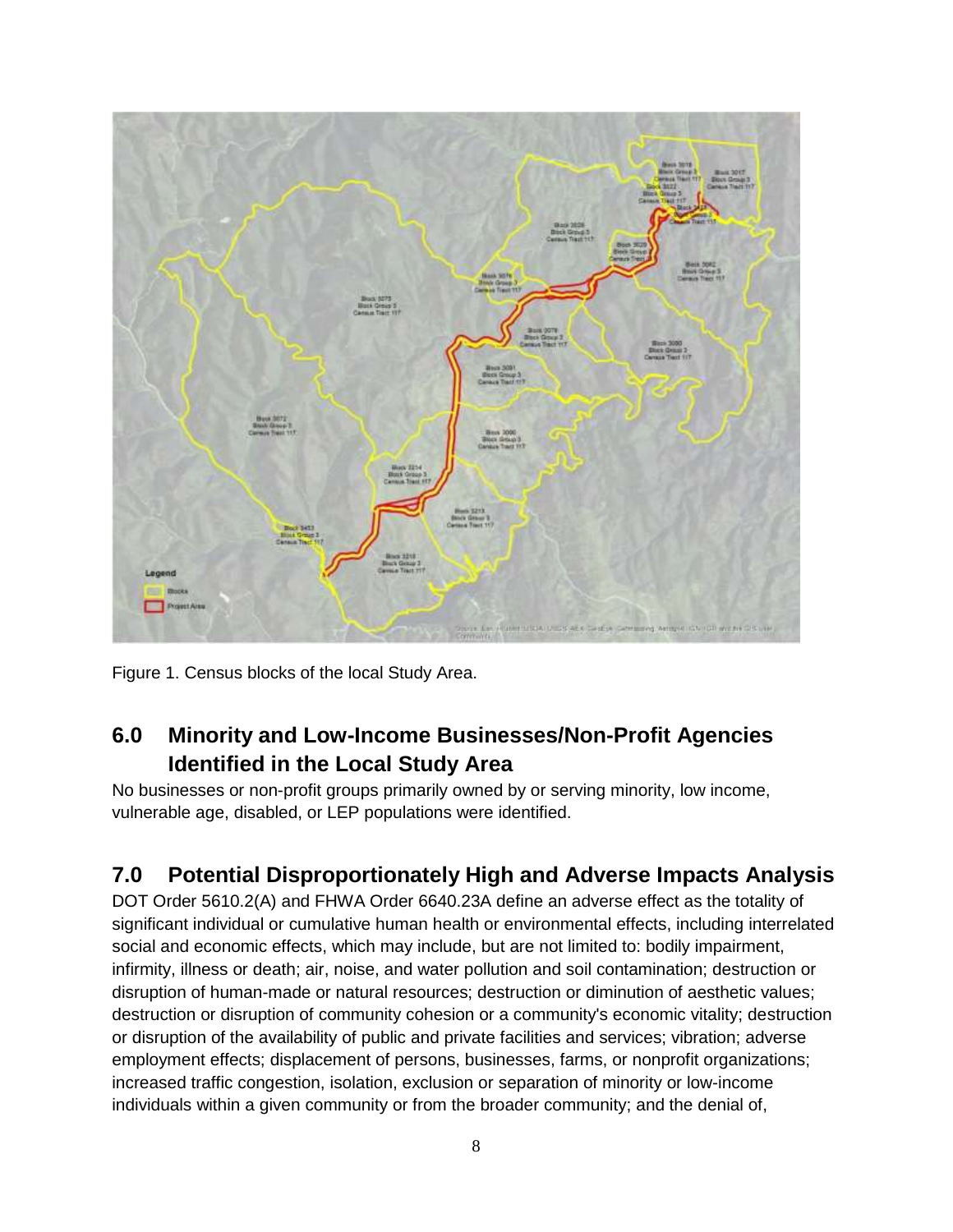Figure 1. Census blocks of the local Study Area.

## 6.0 Minority and Low-Income Businesses/Non-Profit Agencies Identified in the Local Study Area

No businesses or non-profit groups primarily owned by or serving minority, low income, vulnerable age, disabled, or LEP populations were identified.

## 7.0 Potential Disproportionately High and Adverse Impacts Analysis

DOT Order 5610.2(A) and FHWA Order 6640.23A define an adverse effect as the totality of significant individual or cumulative human health or environmental effects, including interrelated social and economic effects, which may include, but are not limited to: bodily impairment, infirmity, illness or death; air, noise, and water pollution and soil contamination; destruction or disruption of human-made or natural resources; destruction or diminution of aesthetic values; destruction or disruption of community cohesion or a community's economic vitality; destruction or disruption of the availability of public and private facilities and services; vibration; adverse employment effects; displacement of persons, businesses, farms, or nonprofit organizations; increased traffic congestion, isolation, exclusion or separation of minority or low-income individuals within a given community or from the broader community; and the denial of,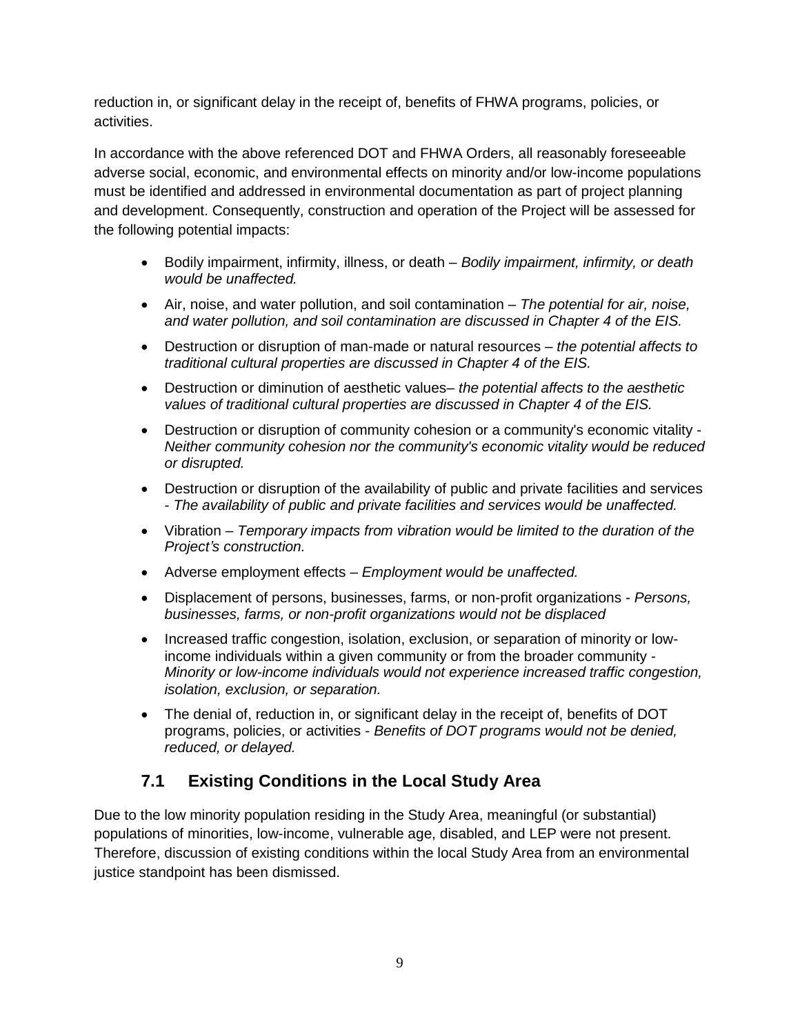reduction in, or significant delay in the receipt of, benefits of FHWA programs, policies, or activities.

In accordance with the above referenced DOT and FHWA Orders, all reasonably foreseeable adverse social, economic, and environmental effects on minority and/or low-income populations must be identified and addressed in environmental documentation as part of project planning and development. Consequently, construction and operation of the Project will be assessed for the following potential impacts:

- Bodily impairment, infirmity, illness, or death – *Bodily impairment, infirmity, or death would be unaffected.*
- Air, noise, and water pollution, and soil contamination – *The potential for air, noise, and water pollution, and soil contamination are discussed in Chapter 4 of the EIS.*
- Destruction or disruption of man-made or natural resources – *the potential affects to traditional cultural properties are discussed in Chapter 4 of the EIS.*
- Destruction or diminution of aesthetic values– *the potential affects to the aesthetic values of traditional cultural properties are discussed in Chapter 4 of the EIS.*
- Destruction or disruption of community cohesion or a community's economic vitality - *Neither community cohesion nor the community's economic vitality would be reduced or disrupted.*
- Destruction or disruption of the availability of public and private facilities and services - *The availability of public and private facilities and services would be unaffected.*
- Vibration – *Temporary impacts from vibration would be limited to the duration of the Project's construction.*
- Adverse employment effects – *Employment would be unaffected.*
- Displacement of persons, businesses, farms, or non-profit organizations - *Persons, businesses, farms, or non-profit organizations would not be displaced*
- Increased traffic congestion, isolation, exclusion, or separation of minority or low-income individuals within a given community or from the broader community - *Minority or low-income individuals would not experience increased traffic congestion, isolation, exclusion, or separation.*
- The denial of, reduction in, or significant delay in the receipt of, benefits of DOT programs, policies, or activities - *Benefits of DOT programs would not be denied, reduced, or delayed.*

## 7.1 Existing Conditions in the Local Study Area

Due to the low minority population residing in the Study Area, meaningful (or substantial) populations of minorities, low-income, vulnerable age, disabled, and LEP were not present. Therefore, discussion of existing conditions within the local Study Area from an environmental justice standpoint has been dismissed.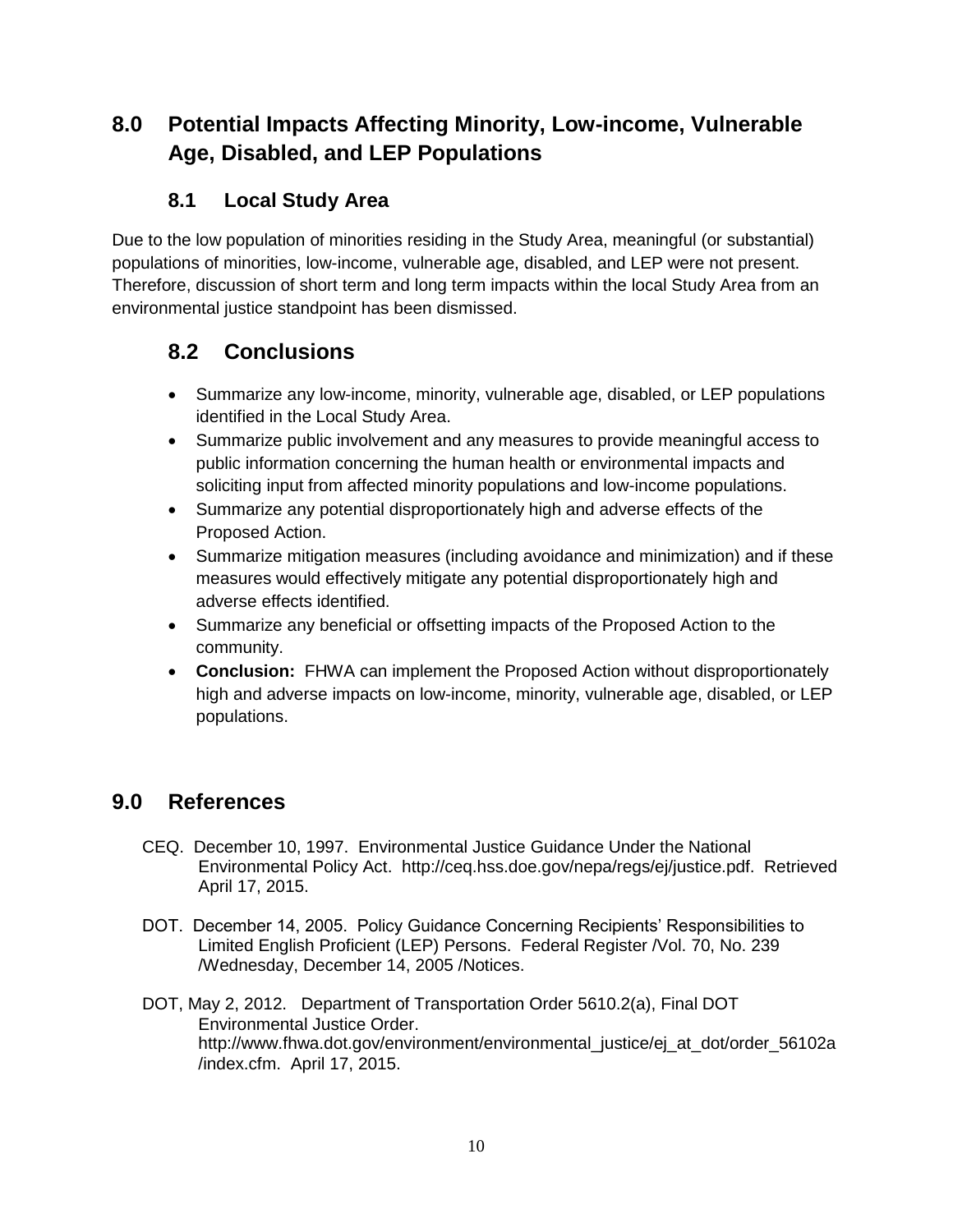## 8.0 Potential Impacts Affecting Minority, Low-income, Vulnerable Age, Disabled, and LEP Populations

### 8.1 Local Study Area

Due to the low population of minorities residing in the Study Area, meaningful (or substantial) populations of minorities, low-income, vulnerable age, disabled, and LEP were not present. Therefore, discussion of short term and long term impacts within the local Study Area from an environmental justice standpoint has been dismissed.

### 8.2 Conclusions

- Summarize any low-income, minority, vulnerable age, disabled, or LEP populations identified in the Local Study Area.
- Summarize public involvement and any measures to provide meaningful access to public information concerning the human health or environmental impacts and soliciting input from affected minority populations and low-income populations.
- Summarize any potential disproportionately high and adverse effects of the Proposed Action.
- Summarize mitigation measures (including avoidance and minimization) and if these measures would effectively mitigate any potential disproportionately high and adverse effects identified.
- Summarize any beneficial or offsetting impacts of the Proposed Action to the community.
- **Conclusion:** FHWA can implement the Proposed Action without disproportionately high and adverse impacts on low-income, minority, vulnerable age, disabled, or LEP populations.

## 9.0 References

CEQ. December 10, 1997. Environmental Justice Guidance Under the National Environmental Policy Act. http://ceq.hss.doe.gov/nepa/regs/ej/justice.pdf. Retrieved April 17, 2015.

DOT. December 14, 2005. Policy Guidance Concerning Recipients' Responsibilities to Limited English Proficient (LEP) Persons. Federal Register /Vol. 70, No. 239 /Wednesday, December 14, 2005 /Notices.

DOT, May 2, 2012. Department of Transportation Order 5610.2(a), Final DOT Environmental Justice Order. http://www.fhwa.dot.gov/environment/environmental_justice/ej_at_dot/order_56102a/index.cfm. April 17, 2015.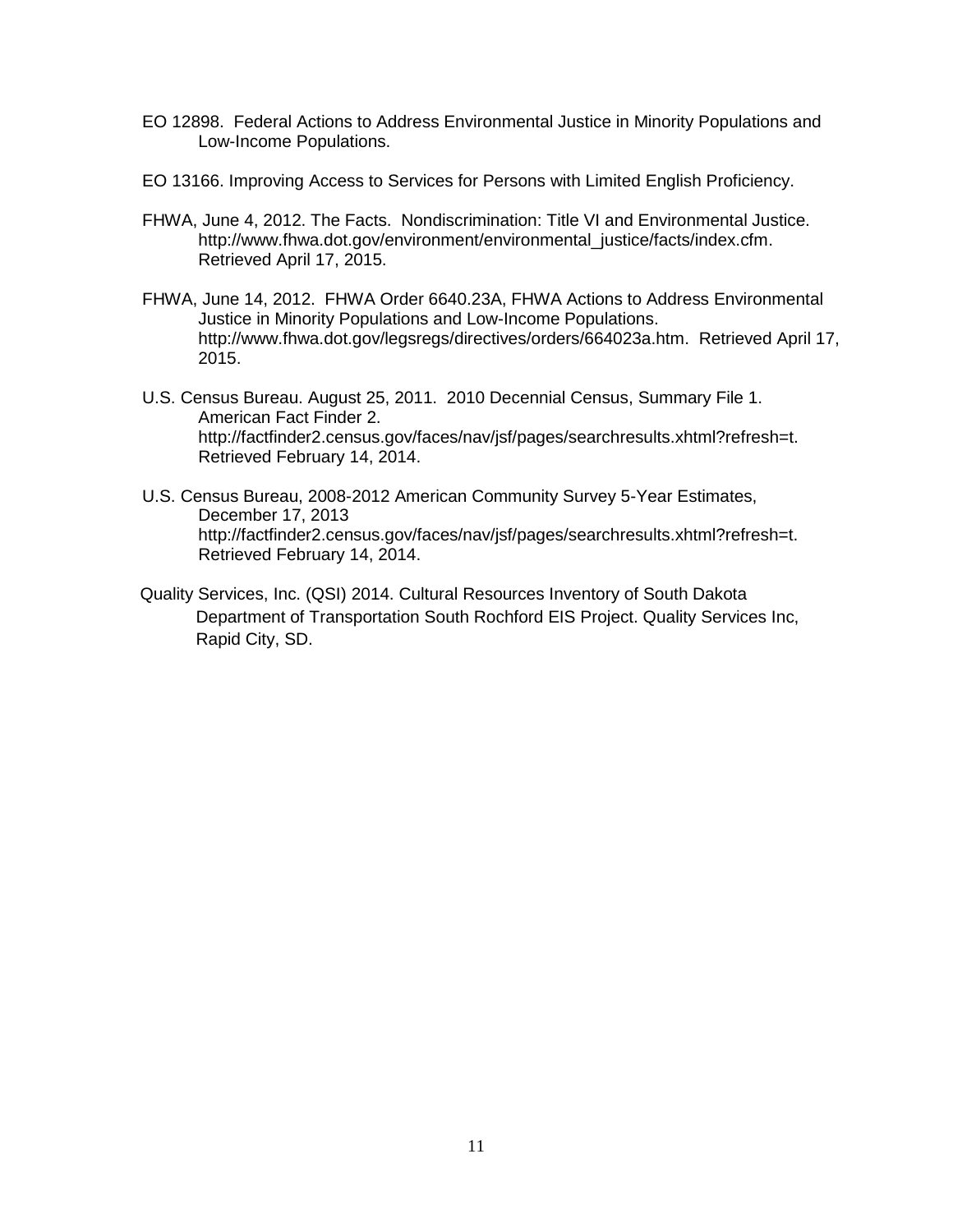EO 12898. Federal Actions to Address Environmental Justice in Minority Populations and Low-Income Populations.

EO 13166. Improving Access to Services for Persons with Limited English Proficiency.

FHWA, June 4, 2012. The Facts. Nondiscrimination: Title VI and Environmental Justice. http://www.fhwa.dot.gov/environment/environmental_justice/facts/index.cfm. Retrieved April 17, 2015.

FHWA, June 14, 2012. FHWA Order 6640.23A, FHWA Actions to Address Environmental Justice in Minority Populations and Low-Income Populations. http://www.fhwa.dot.gov/legsregs/directives/orders/664023a.htm. Retrieved April 17, 2015.

U.S. Census Bureau. August 25, 2011. 2010 Decennial Census, Summary File 1. American Fact Finder 2. http://factfinder2.census.gov/faces/nav/jsf/pages/searchresults.xhtml?refresh=t. Retrieved February 14, 2014.

U.S. Census Bureau, 2008-2012 American Community Survey 5-Year Estimates, December 17, 2013 http://factfinder2.census.gov/faces/nav/jsf/pages/searchresults.xhtml?refresh=t. Retrieved February 14, 2014.

Quality Services, Inc. (QSI) 2014. Cultural Resources Inventory of South Dakota Department of Transportation South Rochford EIS Project. Quality Services Inc, Rapid City, SD.